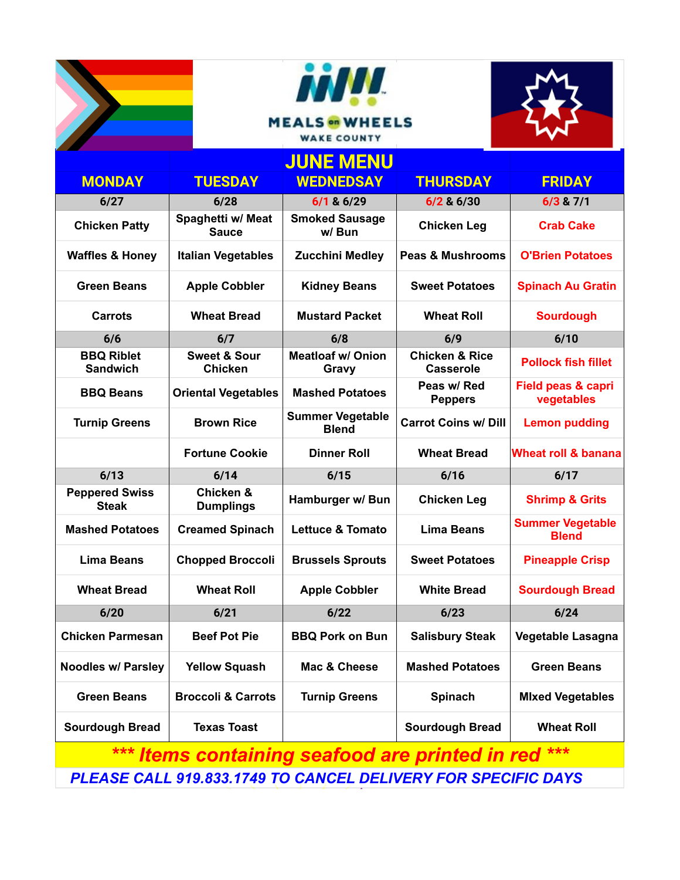MEALS on WHEELS

WAKE COUNTY

# JUNE MENU

| MONDAY | TUESDAY | WEDNESDAY | THURSDAY | FRIDAY |
|---|---|---|---|---|
| 6/27 | 6/28 | 6/1 & 6/29 | 6/2 & 6/30 | 6/3 & 7/1 |
| Chicken Patty | Spaghetti w/ Meat Sauce | Smoked Sausage w/ Bun | Chicken Leg | Crab Cake |
| Waffles & Honey | Italian Vegetables | Zucchini Medley | Peas & Mushrooms | O'Brien Potatoes |
| Green Beans | Apple Cobbler | Kidney Beans | Sweet Potatoes | Spinach Au Gratin |
| Carrots | Wheat Bread | Mustard Packet | Wheat Roll | Sourdough |
| 6/6 | 6/7 | 6/8 | 6/9 | 6/10 |
| BBQ Riblet Sandwich | Sweet & Sour Chicken | Meatloaf w/ Onion Gravy | Chicken & Rice Casserole | Pollock fish fillet |
| BBQ Beans | Oriental Vegetables | Mashed Potatoes | Peas w/ Red Peppers | Field peas & capri vegetables |
| Turnip Greens | Brown Rice | Summer Vegetable Blend | Carrot Coins w/ Dill | Lemon pudding |
| | Fortune Cookie | Dinner Roll | Wheat Bread | Wheat roll & banana |
| 6/13 | 6/14 | 6/15 | 6/16 | 6/17 |
| Peppered Swiss Steak | Chicken & Dumplings | Hamburger w/ Bun | Chicken Leg | Shrimp & Grits |
| Mashed Potatoes | Creamed Spinach | Lettuce & Tomato | Lima Beans | Summer Vegetable Blend |
| Lima Beans | Chopped Broccoli | Brussels Sprouts | Sweet Potatoes | Pineapple Crisp |
| Wheat Bread | Wheat Roll | Apple Cobbler | White Bread | Sourdough Bread |
| 6/20 | 6/21 | 6/22 | 6/23 | 6/24 |
| Chicken Parmesan | Beef Pot Pie | BBQ Pork on Bun | Salisbury Steak | Vegetable Lasagna |
| Noodles w/ Parsley | Yellow Squash | Mac & Cheese | Mashed Potatoes | Green Beans |
| Green Beans | Broccoli & Carrots | Turnip Greens | Spinach | MIxed Vegetables |
| Sourdough Bread | Texas Toast | | Sourdough Bread | Wheat Roll |

***\*\*\* Items containing seafood are printed in red \*\*\****

***PLEASE CALL 919.833.1749 TO CANCEL DELIVERY FOR SPECIFIC DAYS***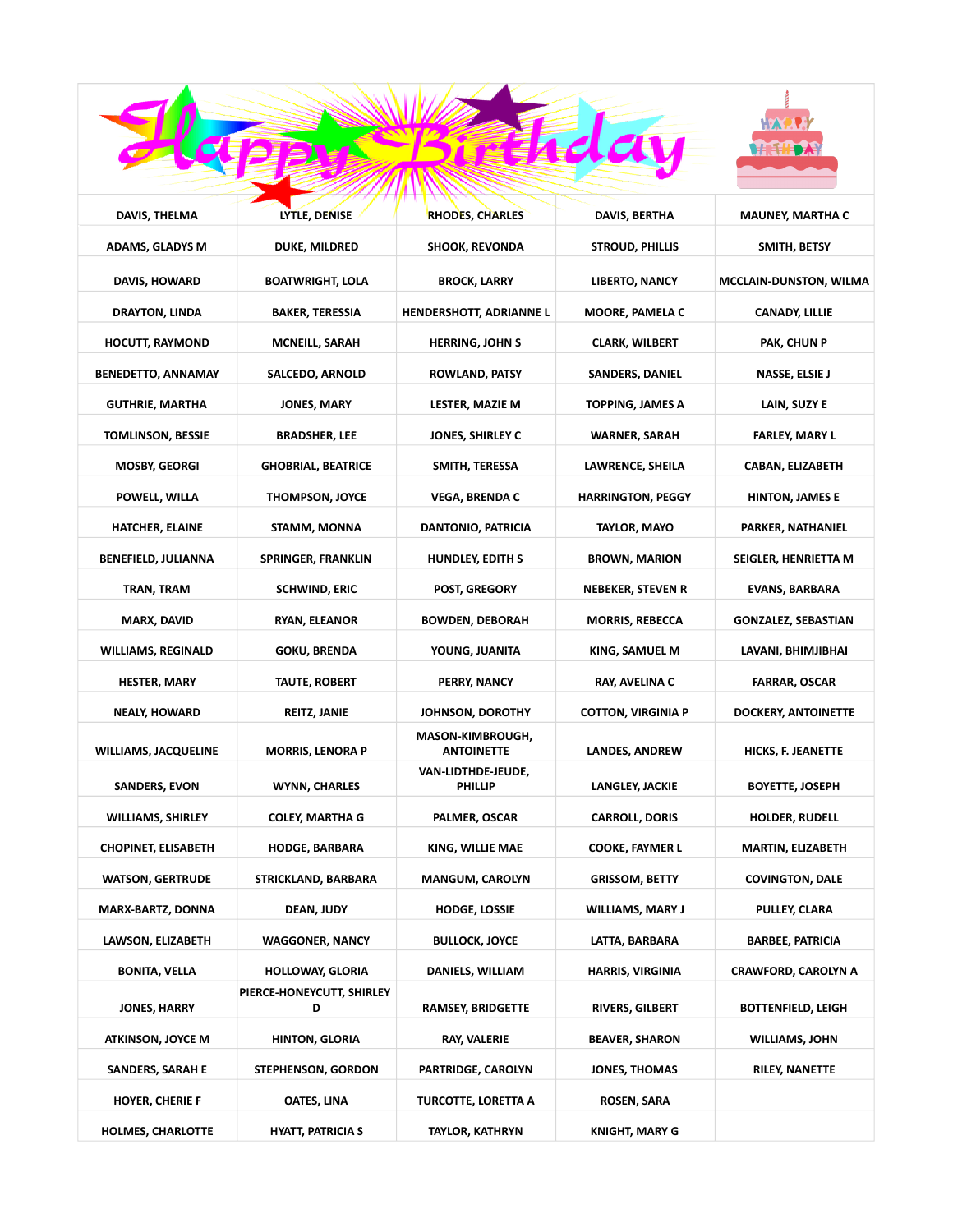# Happy Birthday

| | | | | |
|---|---|---|---|---|
| DAVIS, THELMA | LYTLE, DENISE | RHODES, CHARLES | DAVIS, BERTHA | MAUNEY, MARTHA C |
| ADAMS, GLADYS M | DUKE, MILDRED | SHOOK, REVONDA | STROUD, PHILLIS | SMITH, BETSY |
| DAVIS, HOWARD | BOATWRIGHT, LOLA | BROCK, LARRY | LIBERTO, NANCY | MCCLAIN-DUNSTON, WILMA |
| DRAYTON, LINDA | BAKER, TERESSIA | HENDERSHOTT, ADRIANNE L | MOORE, PAMELA C | CANADY, LILLIE |
| HOCUTT, RAYMOND | MCNEILL, SARAH | HERRING, JOHN S | CLARK, WILBERT | PAK, CHUN P |
| BENEDETTO, ANNAMAY | SALCEDO, ARNOLD | ROWLAND, PATSY | SANDERS, DANIEL | NASSE, ELSIE J |
| GUTHRIE, MARTHA | JONES, MARY | LESTER, MAZIE M | TOPPING, JAMES A | LAIN, SUZY E |
| TOMLINSON, BESSIE | BRADSHER, LEE | JONES, SHIRLEY C | WARNER, SARAH | FARLEY, MARY L |
| MOSBY, GEORGI | GHOBRIAL, BEATRICE | SMITH, TERESSA | LAWRENCE, SHEILA | CABAN, ELIZABETH |
| POWELL, WILLA | THOMPSON, JOYCE | VEGA, BRENDA C | HARRINGTON, PEGGY | HINTON, JAMES E |
| HATCHER, ELAINE | STAMM, MONNA | DANTONIO, PATRICIA | TAYLOR, MAYO | PARKER, NATHANIEL |
| BENEFIELD, JULIANNA | SPRINGER, FRANKLIN | HUNDLEY, EDITH S | BROWN, MARION | SEIGLER, HENRIETTA M |
| TRAN, TRAM | SCHWIND, ERIC | POST, GREGORY | NEBEKER, STEVEN R | EVANS, BARBARA |
| MARX, DAVID | RYAN, ELEANOR | BOWDEN, DEBORAH | MORRIS, REBECCA | GONZALEZ, SEBASTIAN |
| WILLIAMS, REGINALD | GOKU, BRENDA | YOUNG, JUANITA | KING, SAMUEL M | LAVANI, BHIMJIBHAI |
| HESTER, MARY | TAUTE, ROBERT | PERRY, NANCY | RAY, AVELINA C | FARRAR, OSCAR |
| NEALY, HOWARD | REITZ, JANIE | JOHNSON, DOROTHY | COTTON, VIRGINIA P | DOCKERY, ANTOINETTE |
| WILLIAMS, JACQUELINE | MORRIS, LENORA P | MASON-KIMBROUGH, ANTOINETTE | LANDES, ANDREW | HICKS, F. JEANETTE |
| SANDERS, EVON | WYNN, CHARLES | VAN-LIDTHDE-JEUDE, PHILLIP | LANGLEY, JACKIE | BOYETTE, JOSEPH |
| WILLIAMS, SHIRLEY | COLEY, MARTHA G | PALMER, OSCAR | CARROLL, DORIS | HOLDER, RUDELL |
| CHOPINET, ELISABETH | HODGE, BARBARA | KING, WILLIE MAE | COOKE, FAYMER L | MARTIN, ELIZABETH |
| WATSON, GERTRUDE | STRICKLAND, BARBARA | MANGUM, CAROLYN | GRISSOM, BETTY | COVINGTON, DALE |
| MARX-BARTZ, DONNA | DEAN, JUDY | HODGE, LOSSIE | WILLIAMS, MARY J | PULLEY, CLARA |
| LAWSON, ELIZABETH | WAGGONER, NANCY | BULLOCK, JOYCE | LATTA, BARBARA | BARBEE, PATRICIA |
| BONITA, VELLA | HOLLOWAY, GLORIA | DANIELS, WILLIAM | HARRIS, VIRGINIA | CRAWFORD, CAROLYN A |
| JONES, HARRY | PIERCE-HONEYCUTT, SHIRLEY D | RAMSEY, BRIDGETTE | RIVERS, GILBERT | BOTTENFIELD, LEIGH |
| ATKINSON, JOYCE M | HINTON, GLORIA | RAY, VALERIE | BEAVER, SHARON | WILLIAMS, JOHN |
| SANDERS, SARAH E | STEPHENSON, GORDON | PARTRIDGE, CAROLYN | JONES, THOMAS | RILEY, NANETTE |
| HOYER, CHERIE F | OATES, LINA | TURCOTTE, LORETTA A | ROSEN, SARA | |
| HOLMES, CHARLOTTE | HYATT, PATRICIA S | TAYLOR, KATHRYN | KNIGHT, MARY G | |